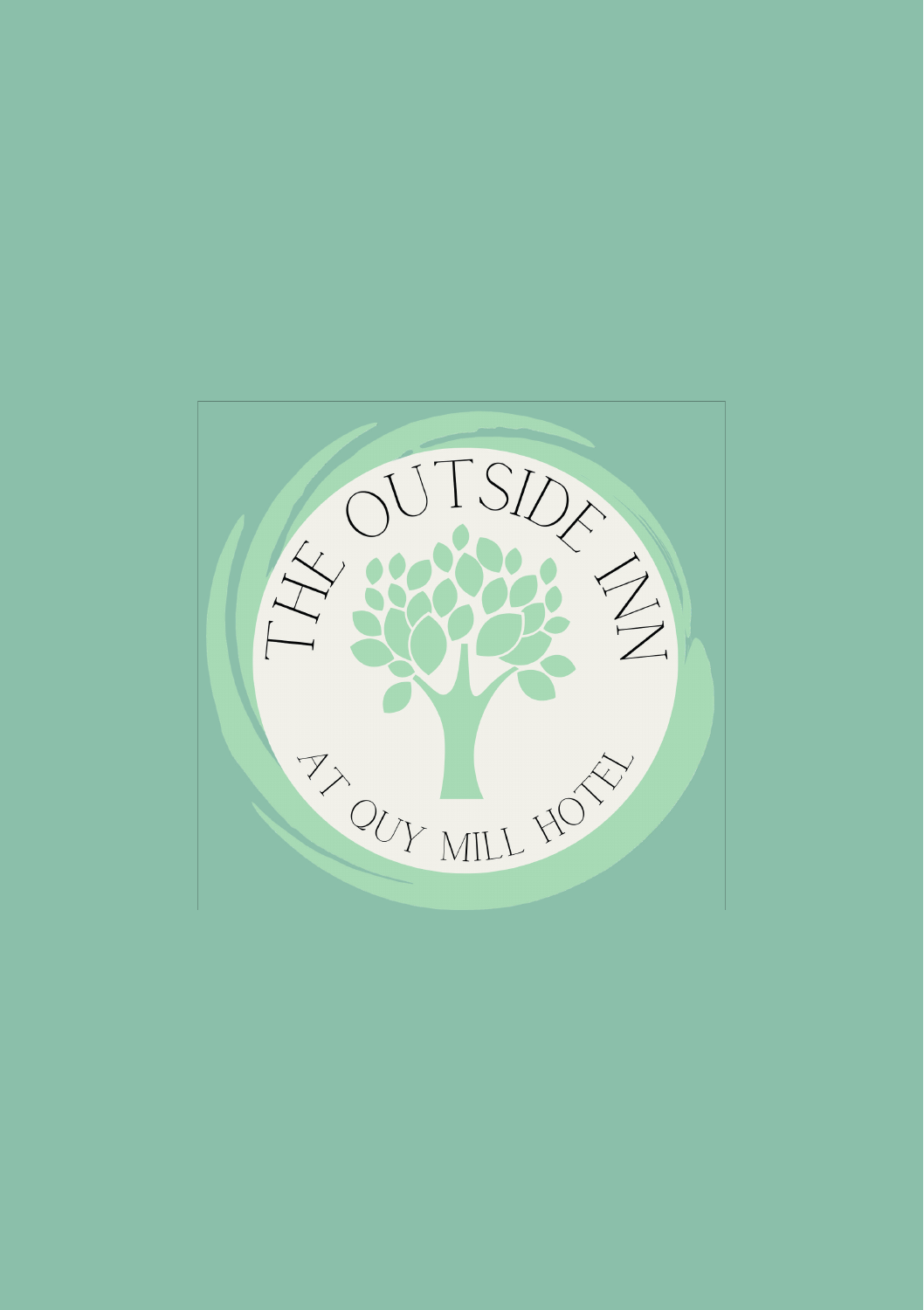# THE OUTSIDE INN

AT QUY MILL HOTEL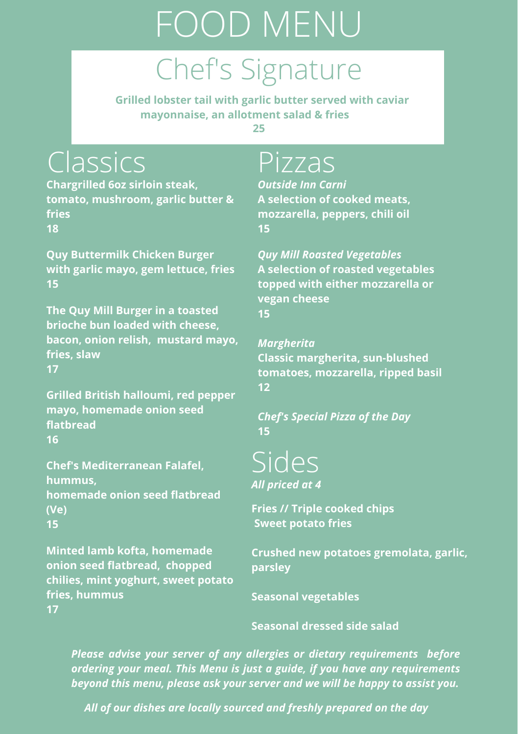# FOOD MENU

## Chef's Signature

**Grilled lobster tail with garlic butter served with caviar mayonnaise, an allotment salad & fries**
**25**

## Classics

**Chargrilled 6oz sirloin steak, tomato, mushroom, garlic butter & fries**
**18**

**Quy Buttermilk Chicken Burger with garlic mayo, gem lettuce, fries**
**15**

**The Quy Mill Burger in a toasted brioche bun loaded with cheese, bacon, onion relish, mustard mayo, fries, slaw**
**17**

**Grilled British halloumi, red pepper mayo, homemade onion seed flatbread**
**16**

**Chef's Mediterranean Falafel, hummus,**
**homemade onion seed flatbread (Ve)**
**15**

**Minted lamb kofta, homemade onion seed flatbread, chopped chilies, mint yoghurt, sweet potato fries, hummus**
**17**

## Pizzas

***Outside Inn Carni***
**A selection of cooked meats, mozzarella, peppers, chili oil**
**15**

***Quy Mill Roasted Vegetables***
**A selection of roasted vegetables topped with either mozzarella or vegan cheese**
**15**

***Margherita***
**Classic margherita, sun-blushed tomatoes, mozzarella, ripped basil**
**12**

***Chef's Special Pizza of the Day***
**15**

## Sides

***All priced at 4***

**Fries // Triple cooked chips**
**Sweet potato fries**

**Crushed new potatoes gremolata, garlic, parsley**

**Seasonal vegetables**

**Seasonal dressed side salad**

***Please advise your server of any allergies or dietary requirements before ordering your meal. This Menu is just a guide, if you have any requirements beyond this menu, please ask your server and we will be happy to assist you.***

***All of our dishes are locally sourced and freshly prepared on the day***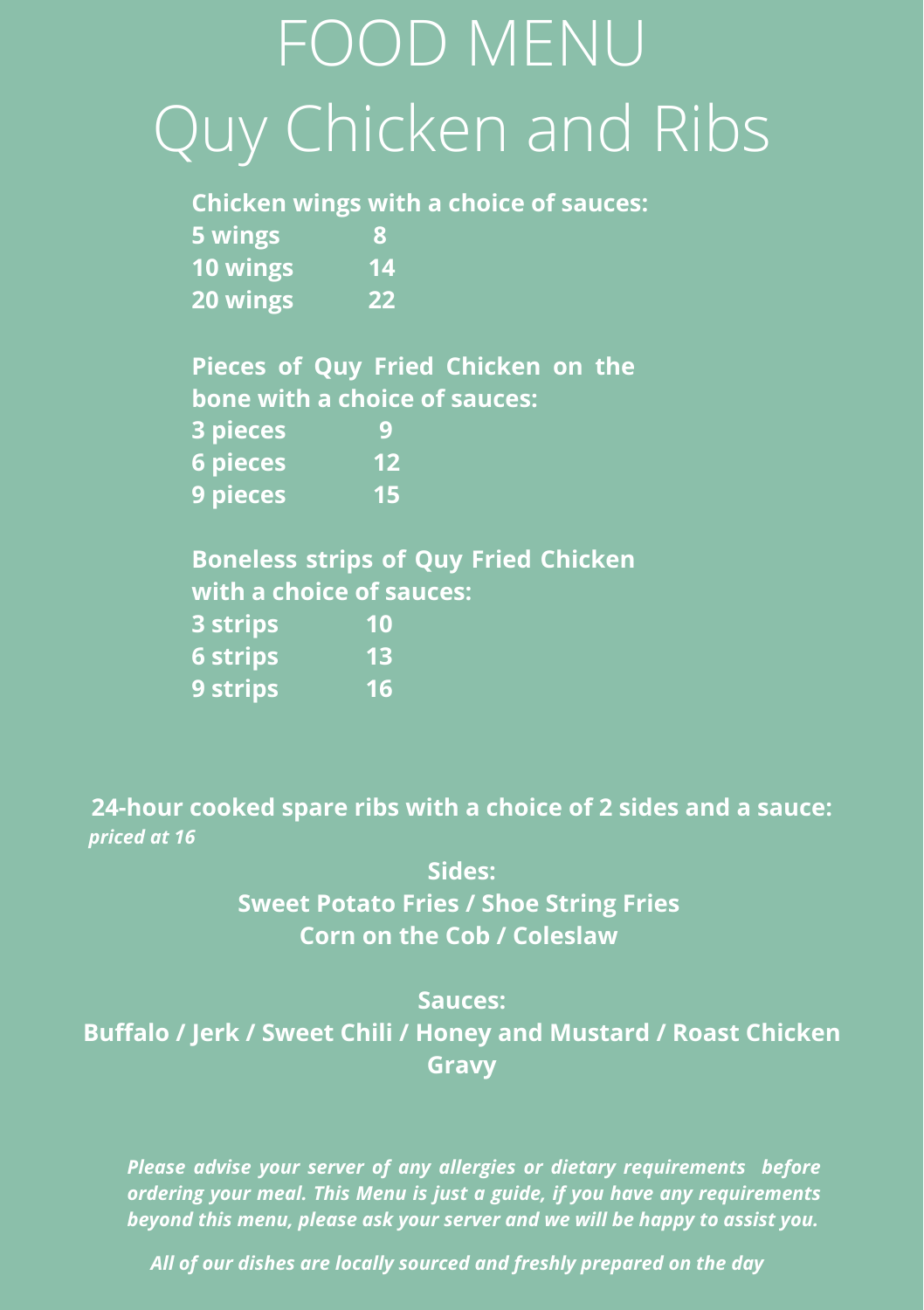# FOOD MENU

# Quy Chicken and Ribs

**Chicken wings with a choice of sauces:**

| | |
|---|---|
| **5 wings** | **8** |
| **10 wings** | **14** |
| **20 wings** | **22** |

**Pieces of Quy Fried Chicken on the bone with a choice of sauces:**

| | |
|---|---|
| **3 pieces** | **9** |
| **6 pieces** | **12** |
| **9 pieces** | **15** |

**Boneless strips of Quy Fried Chicken with a choice of sauces:**

| | |
|---|---|
| **3 strips** | **10** |
| **6 strips** | **13** |
| **9 strips** | **16** |

**24-hour cooked spare ribs with a choice of 2 sides and a sauce:**
***priced at 16***

**Sides:**
**Sweet Potato Fries / Shoe String Fries**
**Corn on the Cob / Coleslaw**

**Sauces:**
**Buffalo / Jerk / Sweet Chili / Honey and Mustard / Roast Chicken Gravy**

***Please advise your server of any allergies or dietary requirements before ordering your meal. This Menu is just a guide, if you have any requirements beyond this menu, please ask your server and we will be happy to assist you.***

***All of our dishes are locally sourced and freshly prepared on the day***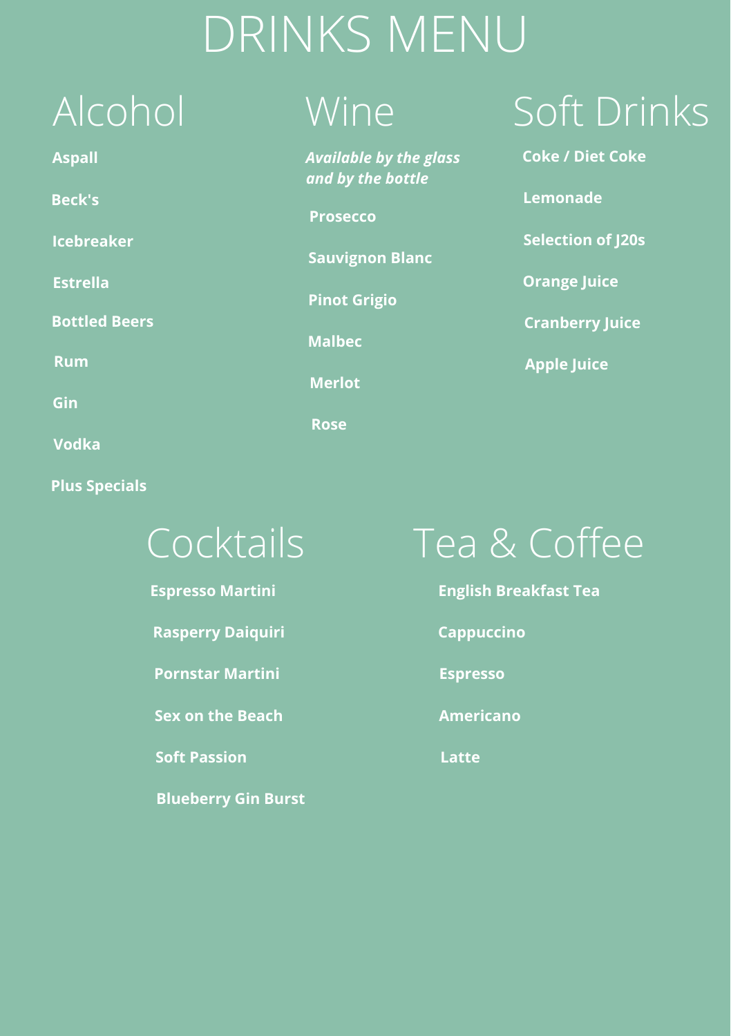# DRINKS MENU

## Alcohol

**Aspall**

**Beck's**

**Icebreaker**

**Estrella**

**Bottled Beers**

**Rum**

**Gin**

**Vodka**

**Plus Specials**

## Wine

***Available by the glass and by the bottle***

**Prosecco**

**Sauvignon Blanc**

**Pinot Grigio**

**Malbec**

**Merlot**

**Rose**

## Soft Drinks

**Coke / Diet Coke**

**Lemonade**

**Selection of J20s**

**Orange Juice**

**Cranberry Juice**

**Apple Juice**

## Cocktails

**Espresso Martini**

**Rasperry Daiquiri**

**Pornstar Martini**

**Sex on the Beach**

**Soft Passion**

**Blueberry Gin Burst**

## Tea & Coffee

**English Breakfast Tea**

**Cappuccino**

**Espresso**

**Americano**

**Latte**